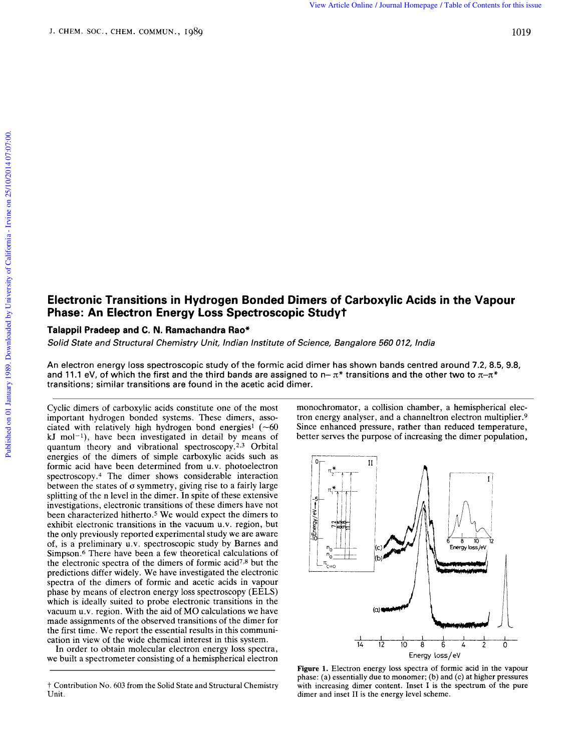# Electronic Transitions in Hydrogen Bonded Dimers of Carboxylic Acids in the Vapour Phase: An Electron Energy Loss Spectroscopic Study†

**Talappil Pradeep and C. N. Ramachandra Rao\***

*Solid State and Structural Chemistry Unit, Indian Institute of Science, Bangalore 560 012, India*

An electron energy loss spectroscopic study of the formic acid dimer has shown bands centred around 7.2, 8.5, 9.8, and 11.1 eV, of which the first and the third bands are assigned to n– $\pi^*$ transitions and the other two to $\pi$–$\pi^*$ transitions; similar transitions are found in the acetic acid dimer.

Cyclic dimers of carboxylic acids constitute one of the most important hydrogen bonded systems. These dimers, associated with relatively high hydrogen bond energies[1] (~60 kJ mol$^{-1}$), have been investigated in detail by means of quantum theory and vibrational spectroscopy.[2,3] Orbital energies of the dimers of simple carboxylic acids such as formic acid have been determined from u.v. photoelectron spectroscopy.[4] The dimer shows considerable interaction between the states of $\sigma$ symmetry, giving rise to a fairly large splitting of the n level in the dimer. In spite of these extensive investigations, electronic transitions of these dimers have not been characterized hitherto.[5] We would expect the dimers to exhibit electronic transitions in the vacuum u.v. region, but the only previously reported experimental study we are aware of, is a preliminary u.v. spectroscopic study by Barnes and Simpson.[6] There have been a few theoretical calculations of the electronic spectra of the dimers of formic acid[7,8] but the predictions differ widely. We have investigated the electronic spectra of the dimers of formic and acetic acids in vapour phase by means of electron energy loss spectroscopy (EELS) which is ideally suited to probe electronic transitions in the vacuum u.v. region. With the aid of MO calculations we have made assignments of the observed transitions of the dimer for the first time. We report the essential results in this communication in view of the wide chemical interest in this system.

In order to obtain molecular electron energy loss spectra, we built a spectrometer consisting of a hemispherical electron monochromator, a collision chamber, a hemispherical electron energy analyser, and a channeltron electron multiplier.[9] Since enhanced pressure, rather than reduced temperature, better serves the purpose of increasing the dimer population,

**Figure 1.** Electron energy loss spectra of formic acid in the vapour phase: (a) essentially due to monomer; (b) and (c) at higher pressures with increasing dimer content. Inset I is the spectrum of the pure dimer and inset II is the energy level scheme.

† Contribution No. 603 from the Solid State and Structural Chemistry Unit.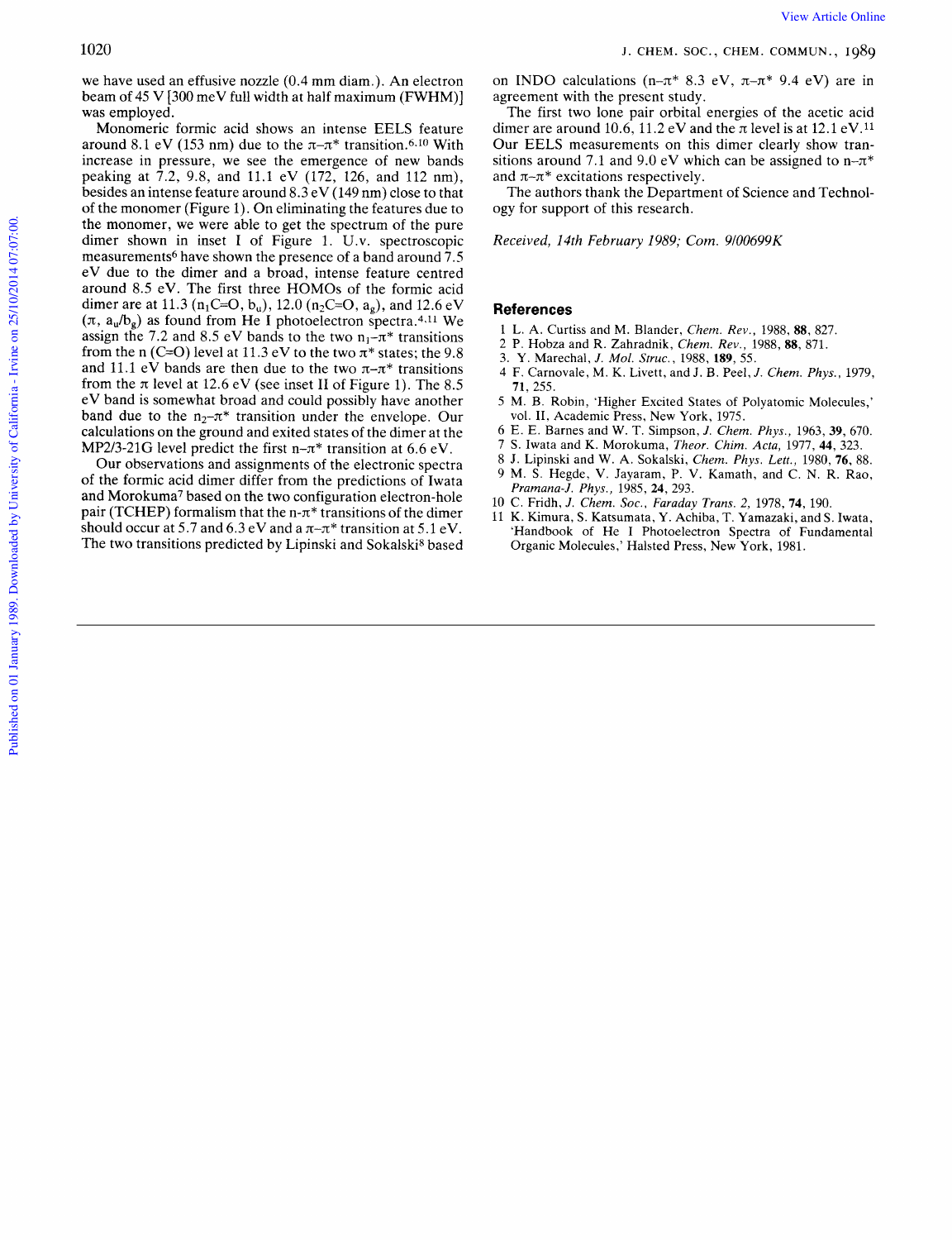we have used an effusive nozzle (0.4 mm diam.). An electron beam of 45 V [300 meV full width at half maximum (FWHM)] was employed.

Monomeric formic acid shows an intense EELS feature around 8.1 eV (153 nm) due to the $\pi$–$\pi^*$ transition.[6,10] With increase in pressure, we see the emergence of new bands peaking at 7.2, 9.8, and 11.1 eV (172, 126, and 112 nm), besides an intense feature around 8.3 eV (149 nm) close to that of the monomer (Figure 1). On eliminating the features due to the monomer, we were able to get the spectrum of the pure dimer shown in inset I of Figure 1. U.v. spectroscopic measurements[6] have shown the presence of a band around 7.5 eV due to the dimer and a broad, intense feature centred around 8.5 eV. The first three HOMOs of the formic acid dimer are at 11.3 ($n_1$C=O, $b_u$), 12.0 ($n_2$C=O, $a_g$), and 12.6 eV ($\pi$, $a_u$/$b_g$) as found from He I photoelectron spectra.[4,11] We assign the 7.2 and 8.5 eV bands to the two $n_1$–$\pi^*$ transitions from the n (C=O) level at 11.3 eV to the two $\pi^*$ states; the 9.8 and 11.1 eV bands are then due to the two $\pi$–$\pi^*$ transitions from the $\pi$ level at 12.6 eV (see inset II of Figure 1). The 8.5 eV band is somewhat broad and could possibly have another band due to the $n_2$–$\pi^*$ transition under the envelope. Our calculations on the ground and exited states of the dimer at the MP2/3-21G level predict the first n–$\pi^*$ transition at 6.6 eV.

Our observations and assignments of the electronic spectra of the formic acid dimer differ from the predictions of Iwata and Morokuma[7] based on the two configuration electron-hole pair (TCHEP) formalism that the n-$\pi^*$ transitions of the dimer should occur at 5.7 and 6.3 eV and a $\pi$–$\pi^*$ transition at 5.1 eV. The two transitions predicted by Lipinski and Sokalski[8] based on INDO calculations (n–$\pi^*$ 8.3 eV, $\pi$–$\pi^*$ 9.4 eV) are in agreement with the present study.

The first two lone pair orbital energies of the acetic acid dimer are around 10.6, 11.2 eV and the $\pi$ level is at 12.1 eV.[11] Our EELS measurements on this dimer clearly show transitions around 7.1 and 9.0 eV which can be assigned to n–$\pi^*$ and $\pi$–$\pi^*$ excitations respectively.

The authors thank the Department of Science and Technology for support of this research.

*Received, 14th February 1989; Com. 9/00699K*

## References

1. L. A. Curtiss and M. Blander, *Chem. Rev.*, 1988, **88**, 827.
2. P. Hobza and R. Zahradnik, *Chem. Rev.*, 1988, **88**, 871.
3. Y. Marechal, *J. Mol. Struc.*, 1988, **189**, 55.
4. F. Carnovale, M. K. Livett, and J. B. Peel, *J. Chem. Phys.*, 1979, **71**, 255.
5. M. B. Robin, 'Higher Excited States of Polyatomic Molecules,' vol. II, Academic Press, New York, 1975.
6. E. E. Barnes and W. T. Simpson, *J. Chem. Phys.*, 1963, **39**, 670.
7. S. Iwata and K. Morokuma, *Theor. Chim. Acta*, 1977, **44**, 323.
8. J. Lipinski and W. A. Sokalski, *Chem. Phys. Lett.*, 1980, **76**, 88.
9. M. S. Hegde, V. Jayaram, P. V. Kamath, and C. N. R. Rao, *Pramana-J. Phys.*, 1985, **24**, 293.
10. C. Fridh, *J. Chem. Soc., Faraday Trans. 2*, 1978, **74**, 190.
11. K. Kimura, S. Katsumata, Y. Achiba, T. Yamazaki, and S. Iwata, 'Handbook of He I Photoelectron Spectra of Fundamental Organic Molecules,' Halsted Press, New York, 1981.